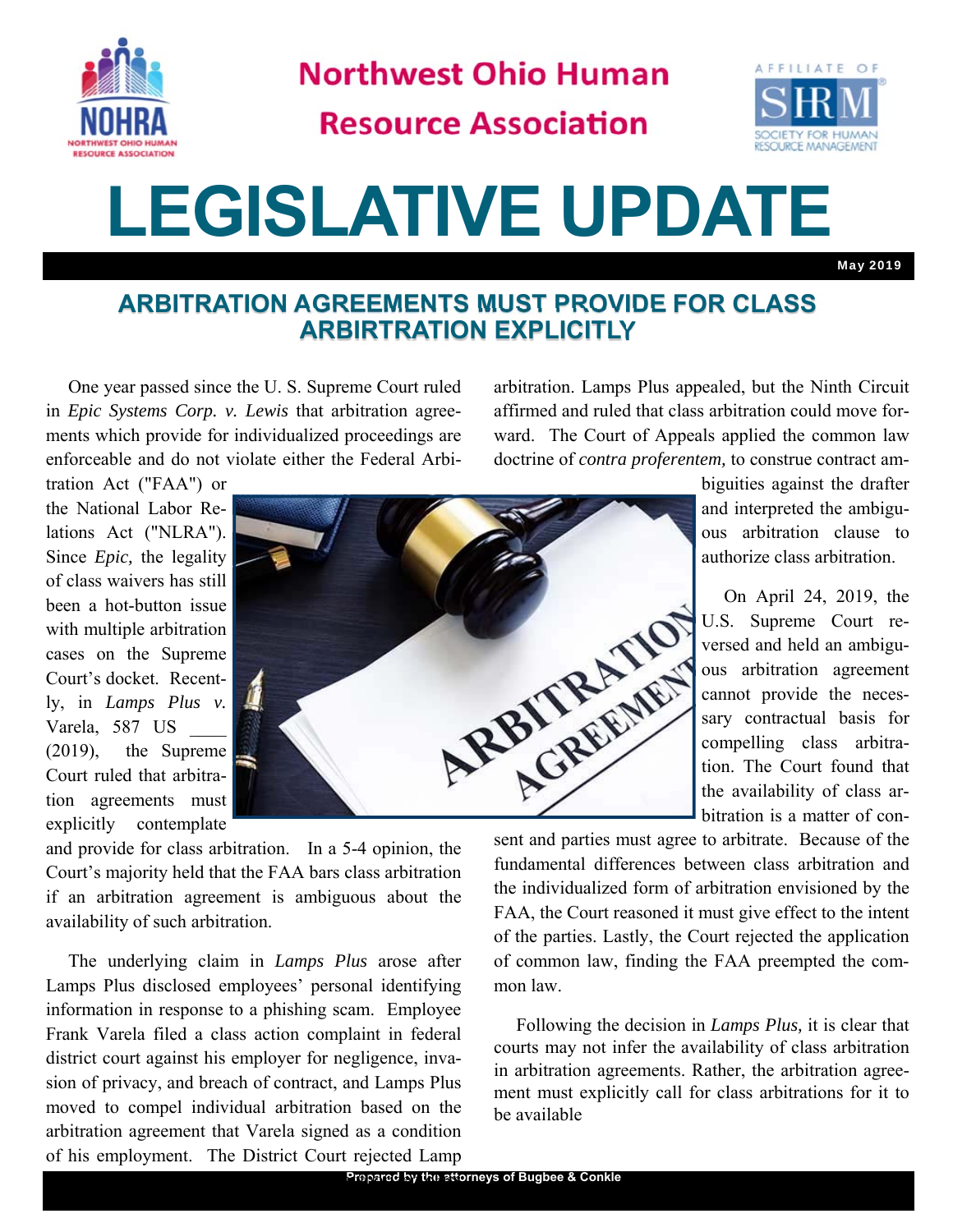# Northwest Ohio Human Resource Association

# LEGISLATIVE UPDATE

May 2019

## ARBITRATION AGREEMENTS MUST PROVIDE FOR CLASS ARBIRTRATION EXPLICITLY

One year passed since the U. S. Supreme Court ruled in *Epic Systems Corp. v. Lewis* that arbitration agreements which provide for individualized proceedings are enforceable and do not violate either the Federal Arbitration Act ("FAA") or the National Labor Relations Act ("NLRA"). Since *Epic,* the legality of class waivers has still been a hot-button issue with multiple arbitration cases on the Supreme Court's docket. Recently, in *Lamps Plus v.* Varela, 587 US ____ (2019), the Supreme Court ruled that arbitration agreements must explicitly contemplate and provide for class arbitration. In a 5-4 opinion, the Court's majority held that the FAA bars class arbitration if an arbitration agreement is ambiguous about the availability of such arbitration.

The underlying claim in *Lamps Plus* arose after Lamps Plus disclosed employees' personal identifying information in response to a phishing scam. Employee Frank Varela filed a class action complaint in federal district court against his employer for negligence, invasion of privacy, and breach of contract, and Lamps Plus moved to compel individual arbitration based on the arbitration agreement that Varela signed as a condition of his employment. The District Court rejected Lamp arbitration. Lamps Plus appealed, but the Ninth Circuit affirmed and ruled that class arbitration could move forward. The Court of Appeals applied the common law doctrine of *contra proferentem,* to construe contract ambiguities against the drafter and interpreted the ambiguous arbitration clause to authorize class arbitration.

On April 24, 2019, the U.S. Supreme Court reversed and held an ambiguous arbitration agreement cannot provide the necessary contractual basis for compelling class arbitration. The Court found that the availability of class arbitration is a matter of consent and parties must agree to arbitrate. Because of the fundamental differences between class arbitration and the individualized form of arbitration envisioned by the FAA, the Court reasoned it must give effect to the intent of the parties. Lastly, the Court rejected the application of common law, finding the FAA preempted the common law.

Following the decision in *Lamps Plus,* it is clear that courts may not infer the availability of class arbitration in arbitration agreements. Rather, the arbitration agreement must explicitly call for class arbitrations for it to be available

Prepared by the attorneys of Bugbee & Conkle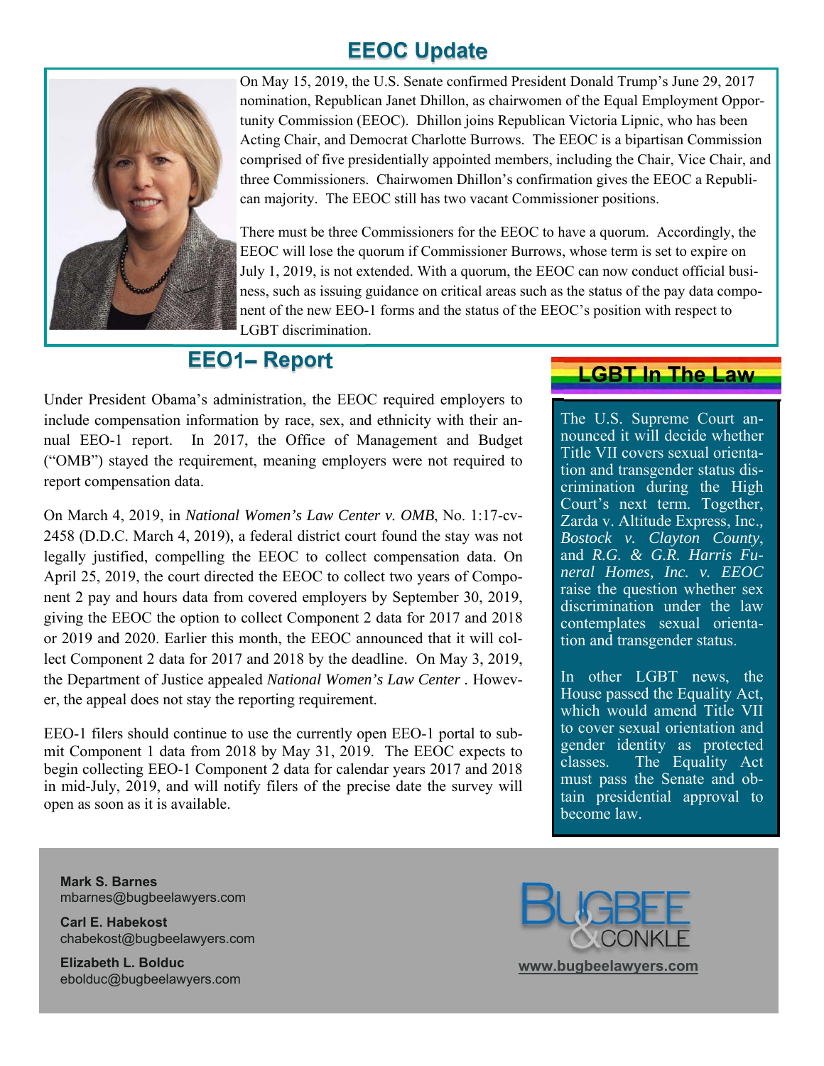## EEOC Update

On May 15, 2019, the U.S. Senate confirmed President Donald Trump's June 29, 2017 nomination, Republican Janet Dhillon, as chairwomen of the Equal Employment Opportunity Commission (EEOC). Dhillon joins Republican Victoria Lipnic, who has been Acting Chair, and Democrat Charlotte Burrows. The EEOC is a bipartisan Commission comprised of five presidentially appointed members, including the Chair, Vice Chair, and three Commissioners. Chairwomen Dhillon's confirmation gives the EEOC a Republican majority. The EEOC still has two vacant Commissioner positions.

There must be three Commissioners for the EEOC to have a quorum. Accordingly, the EEOC will lose the quorum if Commissioner Burrows, whose term is set to expire on July 1, 2019, is not extended. With a quorum, the EEOC can now conduct official business, such as issuing guidance on critical areas such as the status of the pay data component of the new EEO-1 forms and the status of the EEOC's position with respect to LGBT discrimination.

## EEO1– Report

Under President Obama's administration, the EEOC required employers to include compensation information by race, sex, and ethnicity with their annual EEO-1 report. In 2017, the Office of Management and Budget ("OMB") stayed the requirement, meaning employers were not required to report compensation data.

On March 4, 2019, in *National Women's Law Center v. OMB*, No. 1:17-cv-2458 (D.D.C. March 4, 2019), a federal district court found the stay was not legally justified, compelling the EEOC to collect compensation data. On April 25, 2019, the court directed the EEOC to collect two years of Component 2 pay and hours data from covered employers by September 30, 2019, giving the EEOC the option to collect Component 2 data for 2017 and 2018 or 2019 and 2020. Earlier this month, the EEOC announced that it will collect Component 2 data for 2017 and 2018 by the deadline. On May 3, 2019, the Department of Justice appealed *National Women's Law Center* . However, the appeal does not stay the reporting requirement.

EEO-1 filers should continue to use the currently open EEO-1 portal to submit Component 1 data from 2018 by May 31, 2019. The EEOC expects to begin collecting EEO-1 Component 2 data for calendar years 2017 and 2018 in mid-July, 2019, and will notify filers of the precise date the survey will open as soon as it is available.

## LGBT In The Law

The U.S. Supreme Court announced it will decide whether Title VII covers sexual orientation and transgender status discrimination during the High Court's next term. Together, Zarda v. Altitude Express, Inc., *Bostock v. Clayton County*, and *R.G. & G.R. Harris Funeral Homes, Inc. v. EEOC* raise the question whether sex discrimination under the law contemplates sexual orientation and transgender status.

In other LGBT news, the House passed the Equality Act, which would amend Title VII to cover sexual orientation and gender identity as protected classes. The Equality Act must pass the Senate and obtain presidential approval to become law.

**Mark S. Barnes**
mbarnes@bugbeelawyers.com

**Carl E. Habekost**
chabekost@bugbeelawyers.com

**Elizabeth L. Bolduc**
ebolduc@bugbeelawyers.com

BUGBEE & CONKLE

www.bugbeelawyers.com